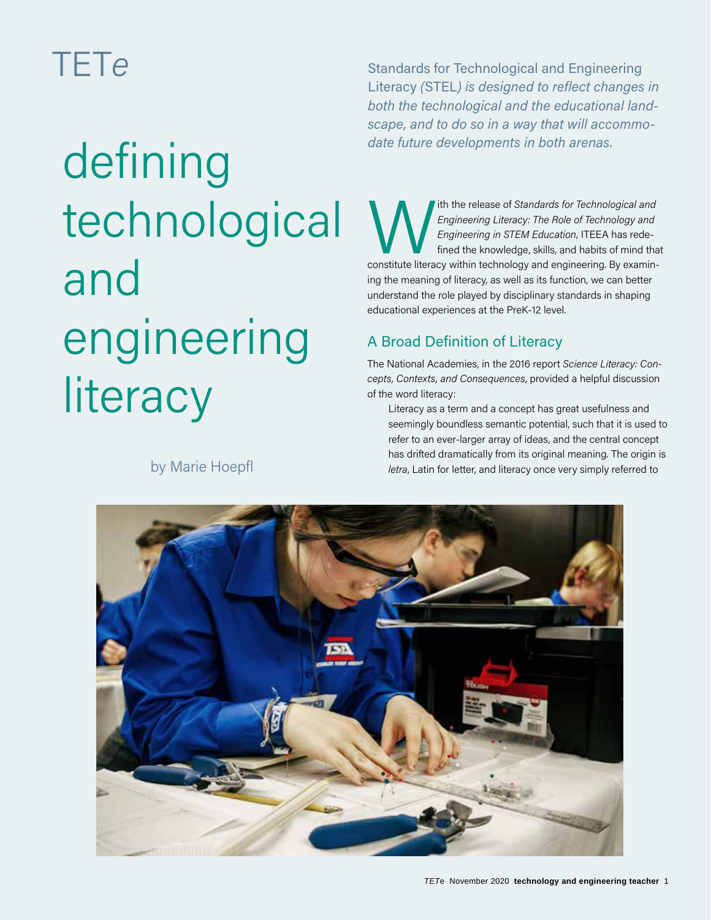TET*e*

# defining technological and engineering literacy

by Marie Hoepfl

*Standards for Technological and Engineering Literacy (STEL) is designed to reflect changes in both the technological and the educational landscape, and to do so in a way that will accommodate future developments in both arenas.*

With the release of *Standards for Technological and Engineering Literacy: The Role of Technology and Engineering in STEM Education*, ITEEA has redefined the knowledge, skills, and habits of mind that constitute literacy within technology and engineering. By examining the meaning of literacy, as well as its function, we can better understand the role played by disciplinary standards in shaping educational experiences at the PreK-12 level.

## A Broad Definition of Literacy

The National Academies, in the 2016 report *Science Literacy: Concepts, Contexts, and Consequences*, provided a helpful discussion of the word literacy:

> Literacy as a term and a concept has great usefulness and seemingly boundless semantic potential, such that it is used to refer to an ever-larger array of ideas, and the central concept has drifted dramatically from its original meaning. The origin is *letra*, Latin for letter, and literacy once very simply referred to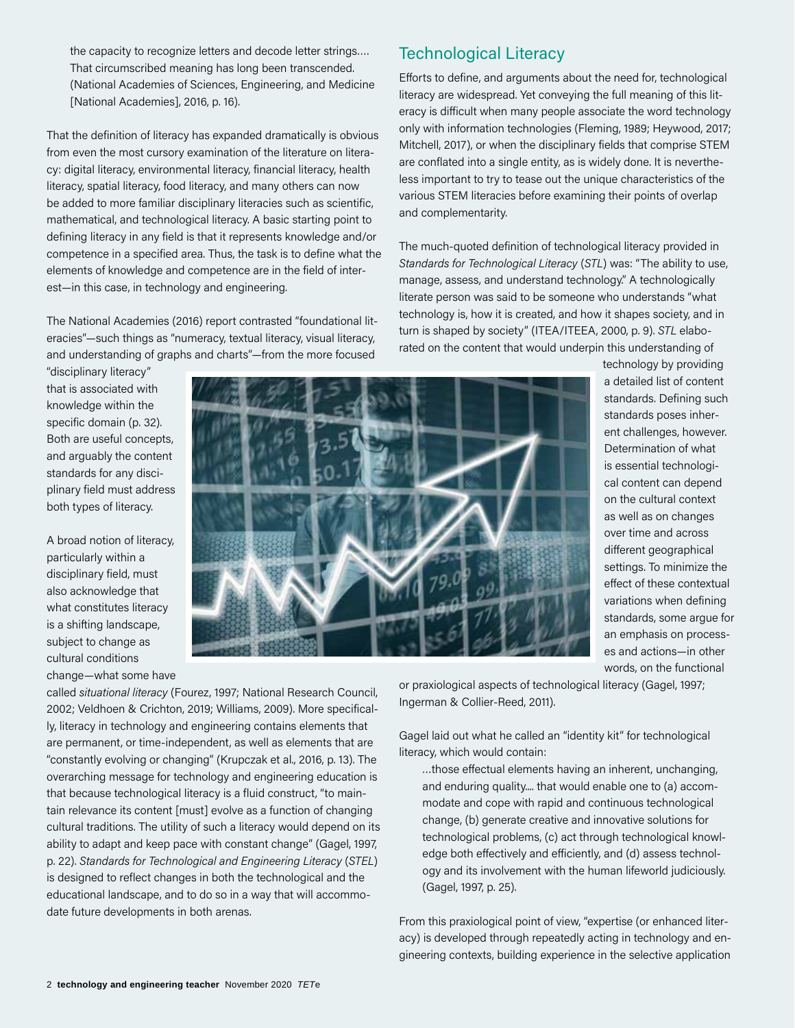the capacity to recognize letters and decode letter strings.... That circumscribed meaning has long been transcended. (National Academies of Sciences, Engineering, and Medicine [National Academies], 2016, p. 16).

That the definition of literacy has expanded dramatically is obvious from even the most cursory examination of the literature on literacy: digital literacy, environmental literacy, financial literacy, health literacy, spatial literacy, food literacy, and many others can now be added to more familiar disciplinary literacies such as scientific, mathematical, and technological literacy. A basic starting point to defining literacy in any field is that it represents knowledge and/or competence in a specified area. Thus, the task is to define what the elements of knowledge and competence are in the field of interest—in this case, in technology and engineering.

The National Academies (2016) report contrasted "foundational literacies"—such things as "numeracy, textual literacy, visual literacy, and understanding of graphs and charts"—from the more focused "disciplinary literacy" that is associated with knowledge within the specific domain (p. 32). Both are useful concepts, and arguably the content standards for any disciplinary field must address both types of literacy.

A broad notion of literacy, particularly within a disciplinary field, must also acknowledge that what constitutes literacy is a shifting landscape, subject to change as cultural conditions change—what some have called *situational literacy* (Fourez, 1997; National Research Council, 2002; Veldhoen & Crichton, 2019; Williams, 2009). More specifically, literacy in technology and engineering contains elements that are permanent, or time-independent, as well as elements that are "constantly evolving or changing" (Krupczak et al., 2016, p. 13). The overarching message for technology and engineering education is that because technological literacy is a fluid construct, "to maintain relevance its content [must] evolve as a function of changing cultural traditions. The utility of such a literacy would depend on its ability to adapt and keep pace with constant change" (Gagel, 1997, p. 22). *Standards for Technological and Engineering Literacy* (*STEL*) is designed to reflect changes in both the technological and the educational landscape, and to do so in a way that will accommodate future developments in both arenas.

## Technological Literacy

Efforts to define, and arguments about the need for, technological literacy are widespread. Yet conveying the full meaning of this literacy is difficult when many people associate the word technology only with information technologies (Fleming, 1989; Heywood, 2017; Mitchell, 2017), or when the disciplinary fields that comprise STEM are conflated into a single entity, as is widely done. It is nevertheless important to try to tease out the unique characteristics of the various STEM literacies before examining their points of overlap and complementarity.

The much-quoted definition of technological literacy provided in *Standards for Technological Literacy* (*STL*) was: "The ability to use, manage, assess, and understand technology." A technologically literate person was said to be someone who understands "what technology is, how it is created, and how it shapes society, and in turn is shaped by society" (ITEA/ITEEA, 2000, p. 9). *STL* elaborated on the content that would underpin this understanding of technology by providing a detailed list of content standards. Defining such standards poses inherent challenges, however. Determination of what is essential technological content can depend on the cultural context as well as on changes over time and across different geographical settings. To minimize the effect of these contextual variations when defining standards, some argue for an emphasis on processes and actions—in other words, on the functional or praxiological aspects of technological literacy (Gagel, 1997; Ingerman & Collier-Reed, 2011).

Gagel laid out what he called an "identity kit" for technological literacy, which would contain:

> ...those effectual elements having an inherent, unchanging, and enduring quality.... that would enable one to (a) accommodate and cope with rapid and continuous technological change, (b) generate creative and innovative solutions for technological problems, (c) act through technological knowledge both effectively and efficiently, and (d) assess technology and its involvement with the human lifeworld judiciously. (Gagel, 1997, p. 25).

From this praxiological point of view, "expertise (or enhanced literacy) is developed through repeatedly acting in technology and engineering contexts, building experience in the selective application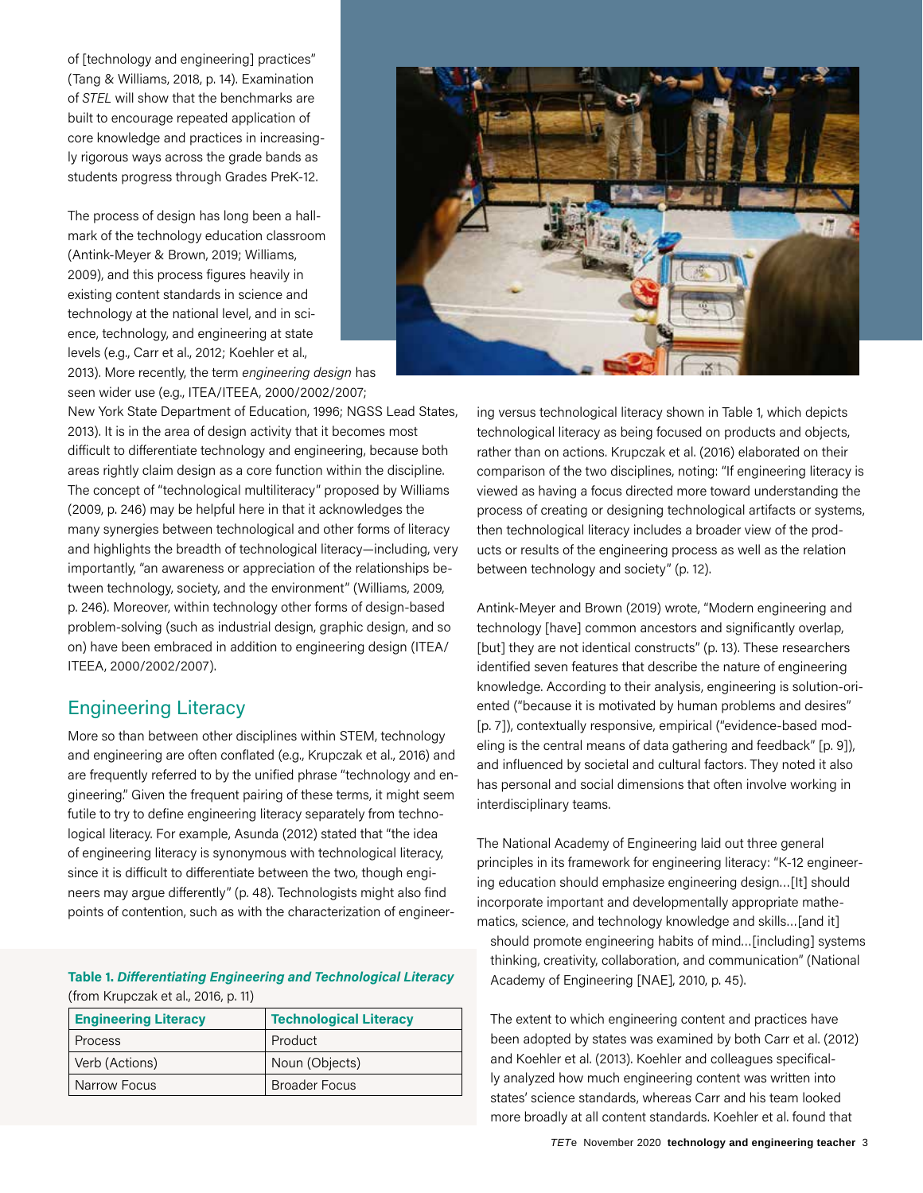of [technology and engineering] practices" (Tang & Williams, 2018, p. 14). Examination of *STEL* will show that the benchmarks are built to encourage repeated application of core knowledge and practices in increasingly rigorous ways across the grade bands as students progress through Grades PreK-12.

The process of design has long been a hallmark of the technology education classroom (Antink-Meyer & Brown, 2019; Williams, 2009), and this process figures heavily in existing content standards in science and technology at the national level, and in science, technology, and engineering at state levels (e.g., Carr et al., 2012; Koehler et al., 2013). More recently, the term *engineering design* has seen wider use (e.g., ITEA/ITEEA, 2000/2002/2007; New York State Department of Education, 1996; NGSS Lead States, 2013). It is in the area of design activity that it becomes most difficult to differentiate technology and engineering, because both areas rightly claim design as a core function within the discipline. The concept of "technological multiliteracy" proposed by Williams (2009, p. 246) may be helpful here in that it acknowledges the many synergies between technological and other forms of literacy and highlights the breadth of technological literacy—including, very importantly, "an awareness or appreciation of the relationships between technology, society, and the environment" (Williams, 2009, p. 246). Moreover, within technology other forms of design-based problem-solving (such as industrial design, graphic design, and so on) have been embraced in addition to engineering design (ITEA/ITEEA, 2000/2002/2007).

## Engineering Literacy

More so than between other disciplines within STEM, technology and engineering are often conflated (e.g., Krupczak et al., 2016) and are frequently referred to by the unified phrase "technology and engineering." Given the frequent pairing of these terms, it might seem futile to try to define engineering literacy separately from technological literacy. For example, Asunda (2012) stated that "the idea of engineering literacy is synonymous with technological literacy, since it is difficult to differentiate between the two, though engineers may argue differently" (p. 48). Technologists might also find points of contention, such as with the characterization of engineering versus technological literacy shown in Table 1, which depicts technological literacy as being focused on products and objects, rather than on actions. Krupczak et al. (2016) elaborated on their comparison of the two disciplines, noting: "If engineering literacy is viewed as having a focus directed more toward understanding the process of creating or designing technological artifacts or systems, then technological literacy includes a broader view of the products or results of the engineering process as well as the relation between technology and society" (p. 12).

**Table 1.** ***Differentiating Engineering and Technological Literacy*** (from Krupczak et al., 2016, p. 11)

| Engineering Literacy | Technological Literacy |
|---|---|
| Process | Product |
| Verb (Actions) | Noun (Objects) |
| Narrow Focus | Broader Focus |

Antink-Meyer and Brown (2019) wrote, "Modern engineering and technology [have] common ancestors and significantly overlap, [but] they are not identical constructs" (p. 13). These researchers identified seven features that describe the nature of engineering knowledge. According to their analysis, engineering is solution-oriented ("because it is motivated by human problems and desires" [p. 7]), contextually responsive, empirical ("evidence-based modeling is the central means of data gathering and feedback" [p. 9]), and influenced by societal and cultural factors. They noted it also has personal and social dimensions that often involve working in interdisciplinary teams.

The National Academy of Engineering laid out three general principles in its framework for engineering literacy: "K-12 engineering education should emphasize engineering design…[It] should incorporate important and developmentally appropriate mathematics, science, and technology knowledge and skills…[and it] should promote engineering habits of mind…[including] systems thinking, creativity, collaboration, and communication" (National Academy of Engineering [NAE], 2010, p. 45).

The extent to which engineering content and practices have been adopted by states was examined by both Carr et al. (2012) and Koehler et al. (2013). Koehler and colleagues specifically analyzed how much engineering content was written into states' science standards, whereas Carr and his team looked more broadly at all content standards. Koehler et al. found that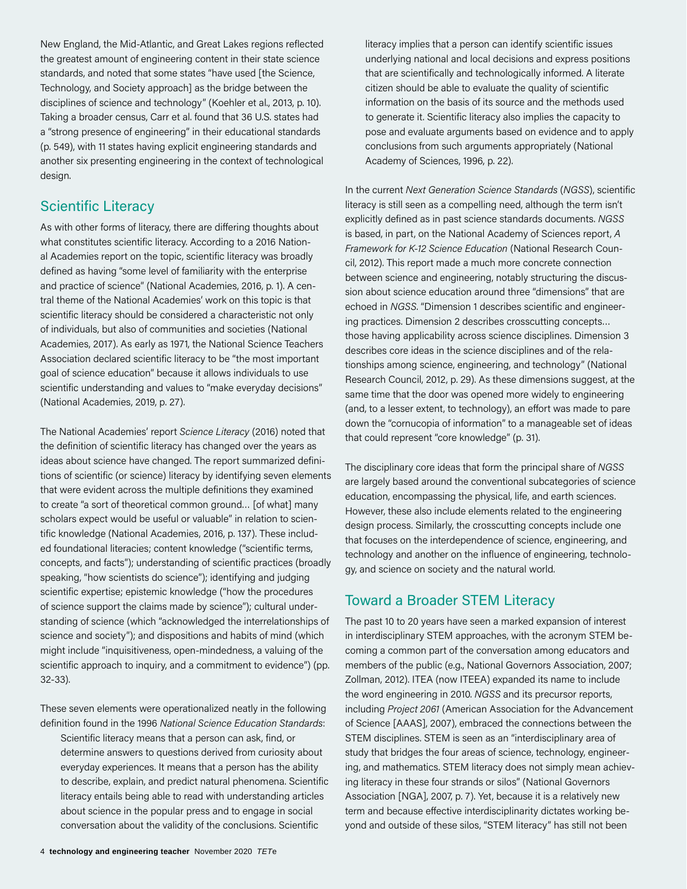New England, the Mid-Atlantic, and Great Lakes regions reflected the greatest amount of engineering content in their state science standards, and noted that some states "have used [the Science, Technology, and Society approach] as the bridge between the disciplines of science and technology" (Koehler et al., 2013, p. 10). Taking a broader census, Carr et al. found that 36 U.S. states had a "strong presence of engineering" in their educational standards (p. 549), with 11 states having explicit engineering standards and another six presenting engineering in the context of technological design.

## Scientific Literacy

As with other forms of literacy, there are differing thoughts about what constitutes scientific literacy. According to a 2016 National Academies report on the topic, scientific literacy was broadly defined as having "some level of familiarity with the enterprise and practice of science" (National Academies, 2016, p. 1). A central theme of the National Academies' work on this topic is that scientific literacy should be considered a characteristic not only of individuals, but also of communities and societies (National Academies, 2017). As early as 1971, the National Science Teachers Association declared scientific literacy to be "the most important goal of science education" because it allows individuals to use scientific understanding and values to "make everyday decisions" (National Academies, 2019, p. 27).

The National Academies' report *Science Literacy* (2016) noted that the definition of scientific literacy has changed over the years as ideas about science have changed. The report summarized definitions of scientific (or science) literacy by identifying seven elements that were evident across the multiple definitions they examined to create "a sort of theoretical common ground… [of what] many scholars expect would be useful or valuable" in relation to scientific knowledge (National Academies, 2016, p. 137). These included foundational literacies; content knowledge ("scientific terms, concepts, and facts"); understanding of scientific practices (broadly speaking, "how scientists do science"); identifying and judging scientific expertise; epistemic knowledge ("how the procedures of science support the claims made by science"); cultural understanding of science (which "acknowledged the interrelationships of science and society"); and dispositions and habits of mind (which might include "inquisitiveness, open-mindedness, a valuing of the scientific approach to inquiry, and a commitment to evidence") (pp. 32-33).

These seven elements were operationalized neatly in the following definition found in the 1996 *National Science Education Standards*:

> Scientific literacy means that a person can ask, find, or determine answers to questions derived from curiosity about everyday experiences. It means that a person has the ability to describe, explain, and predict natural phenomena. Scientific literacy entails being able to read with understanding articles about science in the popular press and to engage in social conversation about the validity of the conclusions. Scientific literacy implies that a person can identify scientific issues underlying national and local decisions and express positions that are scientifically and technologically informed. A literate citizen should be able to evaluate the quality of scientific information on the basis of its source and the methods used to generate it. Scientific literacy also implies the capacity to pose and evaluate arguments based on evidence and to apply conclusions from such arguments appropriately (National Academy of Sciences, 1996, p. 22).

In the current *Next Generation Science Standards* (*NGSS*), scientific literacy is still seen as a compelling need, although the term isn't explicitly defined as in past science standards documents. *NGSS* is based, in part, on the National Academy of Sciences report, *A Framework for K-12 Science Education* (National Research Council, 2012). This report made a much more concrete connection between science and engineering, notably structuring the discussion about science education around three "dimensions" that are echoed in *NGSS*. "Dimension 1 describes scientific and engineering practices. Dimension 2 describes crosscutting concepts… those having applicability across science disciplines. Dimension 3 describes core ideas in the science disciplines and of the relationships among science, engineering, and technology" (National Research Council, 2012, p. 29). As these dimensions suggest, at the same time that the door was opened more widely to engineering (and, to a lesser extent, to technology), an effort was made to pare down the "cornucopia of information" to a manageable set of ideas that could represent "core knowledge" (p. 31).

The disciplinary core ideas that form the principal share of *NGSS* are largely based around the conventional subcategories of science education, encompassing the physical, life, and earth sciences. However, these also include elements related to the engineering design process. Similarly, the crosscutting concepts include one that focuses on the interdependence of science, engineering, and technology and another on the influence of engineering, technology, and science on society and the natural world.

## Toward a Broader STEM Literacy

The past 10 to 20 years have seen a marked expansion of interest in interdisciplinary STEM approaches, with the acronym STEM becoming a common part of the conversation among educators and members of the public (e.g., National Governors Association, 2007; Zollman, 2012). ITEA (now ITEEA) expanded its name to include the word engineering in 2010. *NGSS* and its precursor reports, including *Project 2061* (American Association for the Advancement of Science [AAAS], 2007), embraced the connections between the STEM disciplines. STEM is seen as an "interdisciplinary area of study that bridges the four areas of science, technology, engineering, and mathematics. STEM literacy does not simply mean achieving literacy in these four strands or silos" (National Governors Association [NGA], 2007, p. 7). Yet, because it is a relatively new term and because effective interdisciplinarity dictates working beyond and outside of these silos, "STEM literacy" has still not been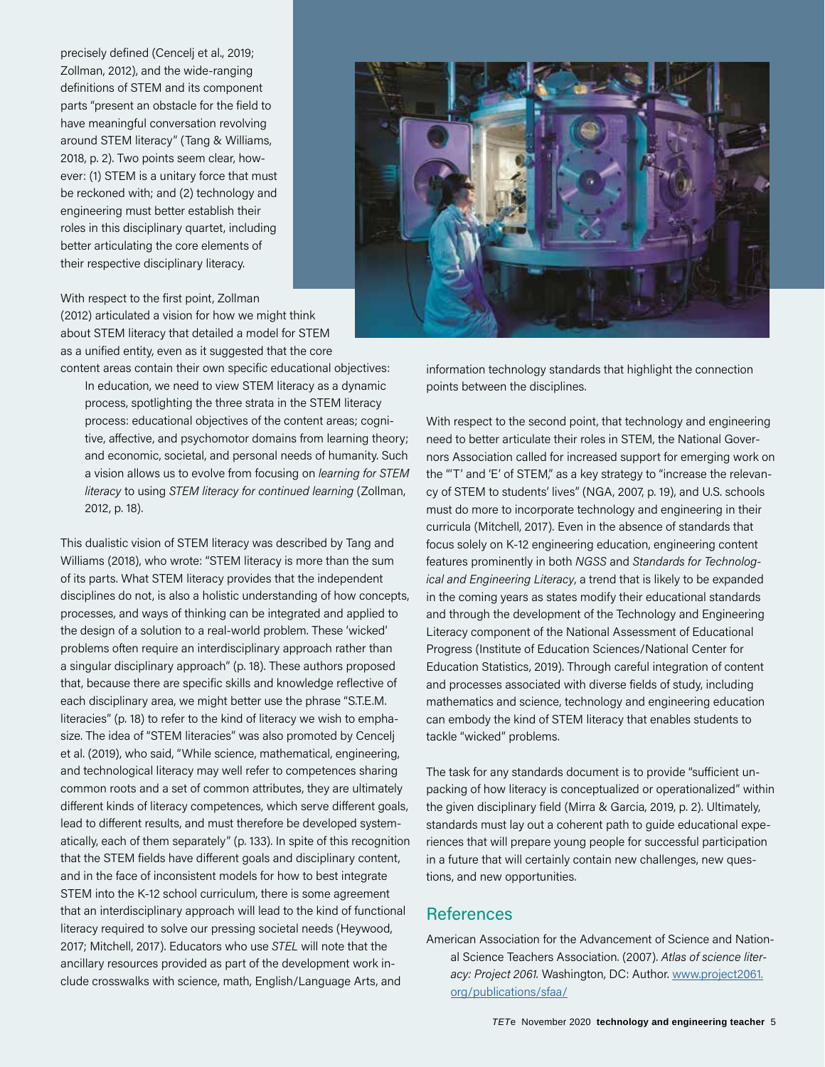precisely defined (Cencelj et al., 2019; Zollman, 2012), and the wide-ranging definitions of STEM and its component parts "present an obstacle for the field to have meaningful conversation revolving around STEM literacy" (Tang & Williams, 2018, p. 2). Two points seem clear, however: (1) STEM is a unitary force that must be reckoned with; and (2) technology and engineering must better establish their roles in this disciplinary quartet, including better articulating the core elements of their respective disciplinary literacy.

With respect to the first point, Zollman (2012) articulated a vision for how we might think about STEM literacy that detailed a model for STEM as a unified entity, even as it suggested that the core content areas contain their own specific educational objectives:

> In education, we need to view STEM literacy as a dynamic process, spotlighting the three strata in the STEM literacy process: educational objectives of the content areas; cognitive, affective, and psychomotor domains from learning theory; and economic, societal, and personal needs of humanity. Such a vision allows us to evolve from focusing on *learning for STEM literacy* to using *STEM literacy for continued learning* (Zollman, 2012, p. 18).

This dualistic vision of STEM literacy was described by Tang and Williams (2018), who wrote: "STEM literacy is more than the sum of its parts. What STEM literacy provides that the independent disciplines do not, is also a holistic understanding of how concepts, processes, and ways of thinking can be integrated and applied to the design of a solution to a real-world problem. These 'wicked' problems often require an interdisciplinary approach rather than a singular disciplinary approach" (p. 18). These authors proposed that, because there are specific skills and knowledge reflective of each disciplinary area, we might better use the phrase "S.T.E.M. literacies" (p. 18) to refer to the kind of literacy we wish to emphasize. The idea of "STEM literacies" was also promoted by Cencelj et al. (2019), who said, "While science, mathematical, engineering, and technological literacy may well refer to competences sharing common roots and a set of common attributes, they are ultimately different kinds of literacy competences, which serve different goals, lead to different results, and must therefore be developed systematically, each of them separately" (p. 133). In spite of this recognition that the STEM fields have different goals and disciplinary content, and in the face of inconsistent models for how to best integrate STEM into the K-12 school curriculum, there is some agreement that an interdisciplinary approach will lead to the kind of functional literacy required to solve our pressing societal needs (Heywood, 2017; Mitchell, 2017). Educators who use *STEL* will note that the ancillary resources provided as part of the development work include crosswalks with science, math, English/Language Arts, and information technology standards that highlight the connection points between the disciplines.

With respect to the second point, that technology and engineering need to better articulate their roles in STEM, the National Governors Association called for increased support for emerging work on the "'T' and 'E' of STEM," as a key strategy to "increase the relevancy of STEM to students' lives" (NGA, 2007, p. 19), and U.S. schools must do more to incorporate technology and engineering in their curricula (Mitchell, 2017). Even in the absence of standards that focus solely on K-12 engineering education, engineering content features prominently in both *NGSS* and *Standards for Technological and Engineering Literacy*, a trend that is likely to be expanded in the coming years as states modify their educational standards and through the development of the Technology and Engineering Literacy component of the National Assessment of Educational Progress (Institute of Education Sciences/National Center for Education Statistics, 2019). Through careful integration of content and processes associated with diverse fields of study, including mathematics and science, technology and engineering education can embody the kind of STEM literacy that enables students to tackle "wicked" problems.

The task for any standards document is to provide "sufficient unpacking of how literacy is conceptualized or operationalized" within the given disciplinary field (Mirra & Garcia, 2019, p. 2). Ultimately, standards must lay out a coherent path to guide educational experiences that will prepare young people for successful participation in a future that will certainly contain new challenges, new questions, and new opportunities.

## References

American Association for the Advancement of Science and National Science Teachers Association. (2007). *Atlas of science literacy: Project 2061.* Washington, DC: Author. www.project2061.org/publications/sfaa/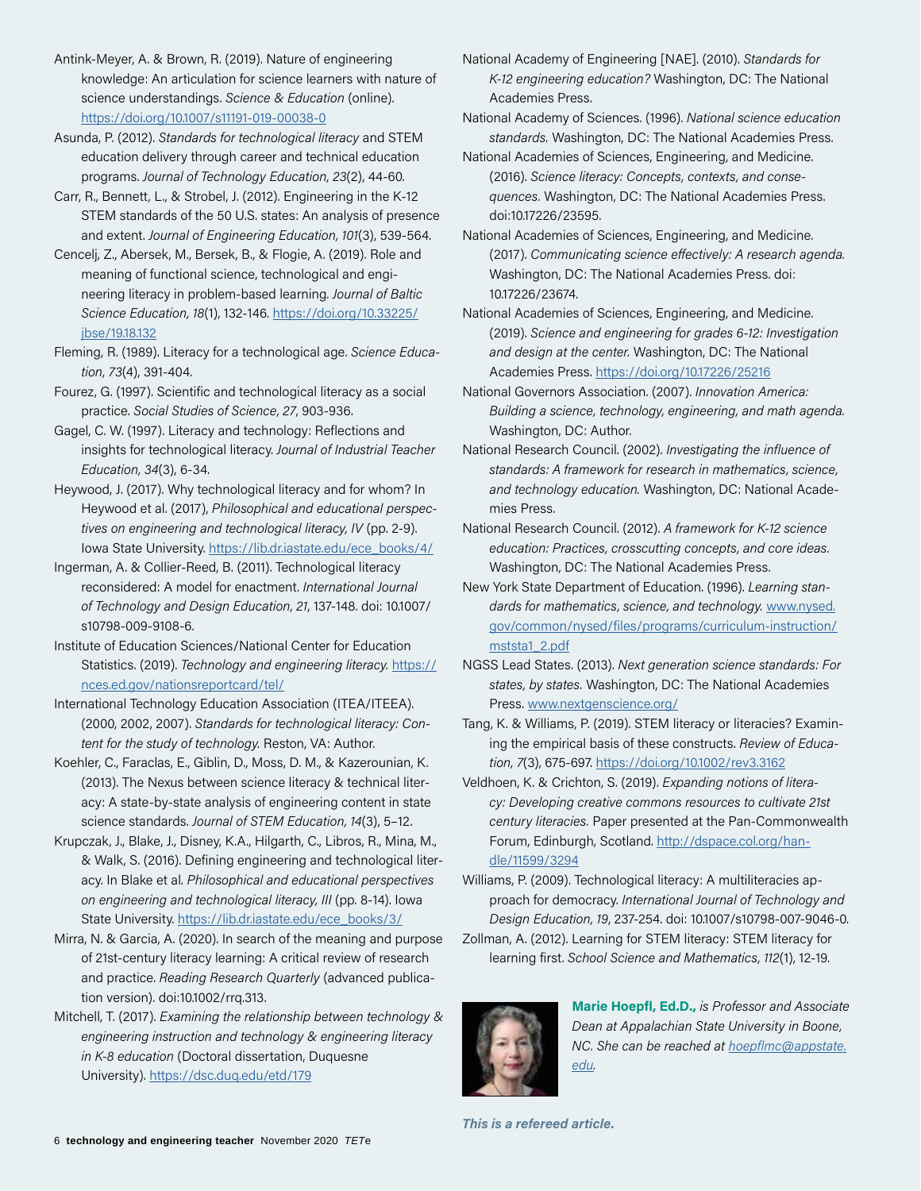Antink-Meyer, A. & Brown, R. (2019). Nature of engineering knowledge: An articulation for science learners with nature of science understandings. *Science & Education* (online). https://doi.org/10.1007/s11191-019-00038-0

Asunda, P. (2012). *Standards for technological literacy* and STEM education delivery through career and technical education programs. *Journal of Technology Education, 23*(2), 44-60.

Carr, R., Bennett, L., & Strobel, J. (2012). Engineering in the K-12 STEM standards of the 50 U.S. states: An analysis of presence and extent. *Journal of Engineering Education, 101*(3), 539-564.

Cencelj, Z., Abersek, M., Bersek, B., & Flogie, A. (2019). Role and meaning of functional science, technological and engineering literacy in problem-based learning. *Journal of Baltic Science Education, 18*(1), 132-146. https://doi.org/10.33225/jbse/19.18.132

Fleming, R. (1989). Literacy for a technological age. *Science Education, 73*(4), 391-404.

Fourez, G. (1997). Scientific and technological literacy as a social practice. *Social Studies of Science, 27*, 903-936.

Gagel, C. W. (1997). Literacy and technology: Reflections and insights for technological literacy. *Journal of Industrial Teacher Education, 34*(3), 6-34.

Heywood, J. (2017). Why technological literacy and for whom? In Heywood et al. (2017), *Philosophical and educational perspectives on engineering and technological literacy, IV* (pp. 2-9). Iowa State University. https://lib.dr.iastate.edu/ece_books/4/

Ingerman, A. & Collier-Reed, B. (2011). Technological literacy reconsidered: A model for enactment. *International Journal of Technology and Design Education, 21*, 137-148. doi: 10.1007/s10798-009-9108-6.

Institute of Education Sciences/National Center for Education Statistics. (2019). *Technology and engineering literacy.* https://nces.ed.gov/nationsreportcard/tel/

International Technology Education Association (ITEA/ITEEA). (2000, 2002, 2007). *Standards for technological literacy: Content for the study of technology.* Reston, VA: Author.

Koehler, C., Faraclas, E., Giblin, D., Moss, D. M., & Kazerounian, K. (2013). The Nexus between science literacy & technical literacy: A state-by-state analysis of engineering content in state science standards. *Journal of STEM Education, 14*(3), 5–12.

Krupczak, J., Blake, J., Disney, K.A., Hilgarth, C., Libros, R., Mina, M., & Walk, S. (2016). Defining engineering and technological literacy. In Blake et al. *Philosophical and educational perspectives on engineering and technological literacy, III* (pp. 8-14). Iowa State University. https://lib.dr.iastate.edu/ece_books/3/

Mirra, N. & Garcia, A. (2020). In search of the meaning and purpose of 21st-century literacy learning: A critical review of research and practice. *Reading Research Quarterly* (advanced publication version). doi:10.1002/rrq.313.

Mitchell, T. (2017). *Examining the relationship between technology & engineering instruction and technology & engineering literacy in K-8 education* (Doctoral dissertation, Duquesne University). https://dsc.duq.edu/etd/179

National Academy of Engineering [NAE]. (2010). *Standards for K-12 engineering education?* Washington, DC: The National Academies Press.

National Academy of Sciences. (1996). *National science education standards.* Washington, DC: The National Academies Press.

National Academies of Sciences, Engineering, and Medicine. (2016). *Science literacy: Concepts, contexts, and consequences.* Washington, DC: The National Academies Press. doi:10.17226/23595.

National Academies of Sciences, Engineering, and Medicine. (2017). *Communicating science effectively: A research agenda.* Washington, DC: The National Academies Press. doi: 10.17226/23674.

National Academies of Sciences, Engineering, and Medicine. (2019). *Science and engineering for grades 6-12: Investigation and design at the center.* Washington, DC: The National Academies Press. https://doi.org/10.17226/25216

National Governors Association. (2007). *Innovation America: Building a science, technology, engineering, and math agenda.* Washington, DC: Author.

National Research Council. (2002). *Investigating the influence of standards: A framework for research in mathematics, science, and technology education.* Washington, DC: National Academies Press.

National Research Council. (2012). *A framework for K-12 science education: Practices, crosscutting concepts, and core ideas.* Washington, DC: The National Academies Press.

New York State Department of Education. (1996). *Learning standards for mathematics, science, and technology.* www.nysed.gov/common/nysed/files/programs/curriculum-instruction/mststa1_2.pdf

NGSS Lead States. (2013). *Next generation science standards: For states, by states.* Washington, DC: The National Academies Press. www.nextgenscience.org/

Tang, K. & Williams, P. (2019). STEM literacy or literacies? Examining the empirical basis of these constructs. *Review of Education, 7*(3), 675-697. https://doi.org/10.1002/rev3.3162

Veldhoen, K. & Crichton, S. (2019). *Expanding notions of literacy: Developing creative commons resources to cultivate 21st century literacies.* Paper presented at the Pan-Commonwealth Forum, Edinburgh, Scotland. http://dspace.col.org/handle/11599/3294

Williams, P. (2009). Technological literacy: A multiliteracies approach for democracy. *International Journal of Technology and Design Education, 19*, 237-254. doi: 10.1007/s10798-007-9046-0.

Zollman, A. (2012). Learning for STEM literacy: STEM literacy for learning first. *School Science and Mathematics, 112*(1), 12-19.

**Marie Hoepfl, Ed.D.,** *is Professor and Associate Dean at Appalachian State University in Boone, NC. She can be reached at hoepflmc@appstate.edu.*

***This is a refereed article.***